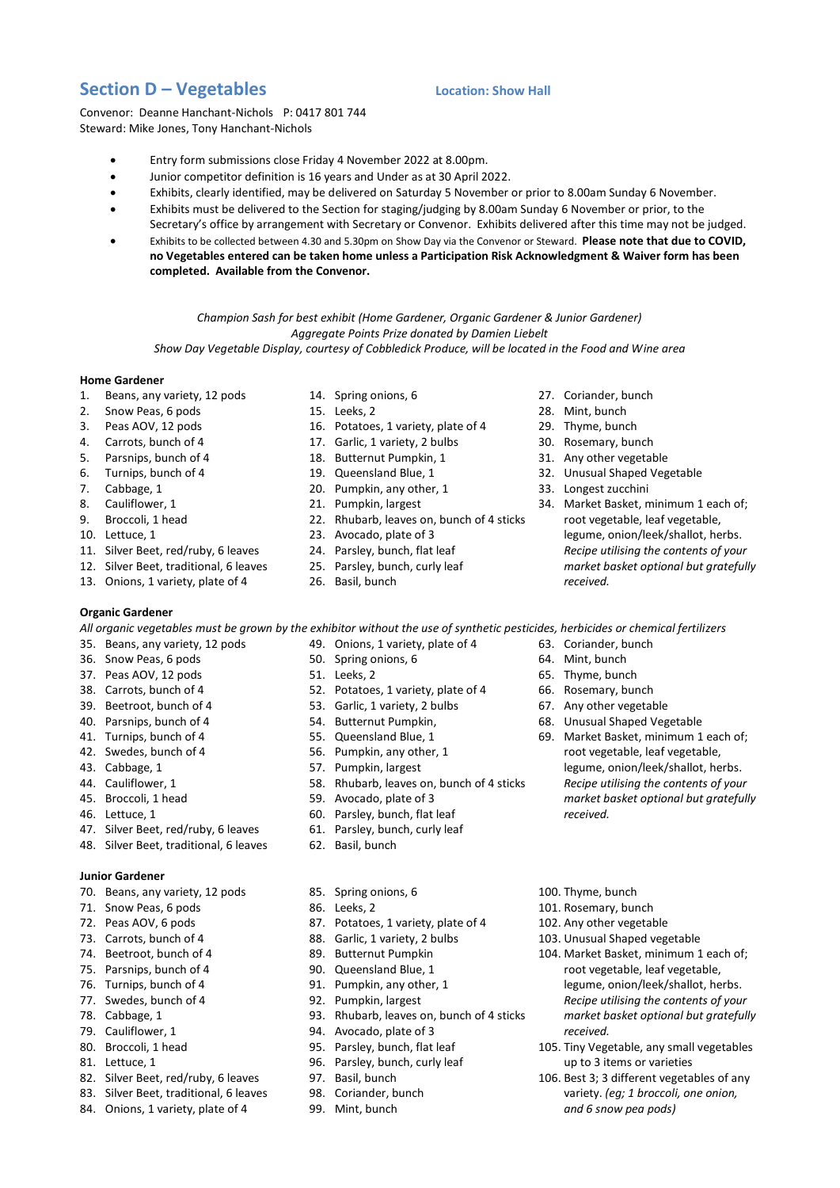## Section D – Vegetables

**Location: Show Hall**

Convenor: Deanne Hanchant-Nichols P: 0417 801 744
Steward: Mike Jones, Tony Hanchant-Nichols

- Entry form submissions close Friday 4 November 2022 at 8.00pm.
- Junior competitor definition is 16 years and Under as at 30 April 2022.
- Exhibits, clearly identified, may be delivered on Saturday 5 November or prior to 8.00am Sunday 6 November.
- Exhibits must be delivered to the Section for staging/judging by 8.00am Sunday 6 November or prior, to the Secretary's office by arrangement with Secretary or Convenor. Exhibits delivered after this time may not be judged.
- Exhibits to be collected between 4.30 and 5.30pm on Show Day via the Convenor or Steward. **Please note that due to COVID, no Vegetables entered can be taken home unless a Participation Risk Acknowledgment & Waiver form has been completed. Available from the Convenor.**

*Champion Sash for best exhibit (Home Gardener, Organic Gardener & Junior Gardener)*
*Aggregate Points Prize donated by Damien Liebelt*
*Show Day Vegetable Display, courtesy of Cobbledick Produce, will be located in the Food and Wine area*

**Home Gardener**

1. Beans, any variety, 12 pods
2. Snow Peas, 6 pods
3. Peas AOV, 12 pods
4. Carrots, bunch of 4
5. Parsnips, bunch of 4
6. Turnips, bunch of 4
7. Cabbage, 1
8. Cauliflower, 1
9. Broccoli, 1 head
10. Lettuce, 1
11. Silver Beet, red/ruby, 6 leaves
12. Silver Beet, traditional, 6 leaves
13. Onions, 1 variety, plate of 4
14. Spring onions, 6
15. Leeks, 2
16. Potatoes, 1 variety, plate of 4
17. Garlic, 1 variety, 2 bulbs
18. Butternut Pumpkin, 1
19. Queensland Blue, 1
20. Pumpkin, any other, 1
21. Pumpkin, largest
22. Rhubarb, leaves on, bunch of 4 sticks
23. Avocado, plate of 3
24. Parsley, bunch, flat leaf
25. Parsley, bunch, curly leaf
26. Basil, bunch
27. Coriander, bunch
28. Mint, bunch
29. Thyme, bunch
30. Rosemary, bunch
31. Any other vegetable
32. Unusual Shaped Vegetable
33. Longest zucchini
34. Market Basket, minimum 1 each of; root vegetable, leaf vegetable, legume, onion/leek/shallot, herbs. *Recipe utilising the contents of your market basket optional but gratefully received.*

**Organic Gardener**

*All organic vegetables must be grown by the exhibitor without the use of synthetic pesticides, herbicides or chemical fertilizers*

35. Beans, any variety, 12 pods
36. Snow Peas, 6 pods
37. Peas AOV, 12 pods
38. Carrots, bunch of 4
39. Beetroot, bunch of 4
40. Parsnips, bunch of 4
41. Turnips, bunch of 4
42. Swedes, bunch of 4
43. Cabbage, 1
44. Cauliflower, 1
45. Broccoli, 1 head
46. Lettuce, 1
47. Silver Beet, red/ruby, 6 leaves
48. Silver Beet, traditional, 6 leaves
49. Onions, 1 variety, plate of 4
50. Spring onions, 6
51. Leeks, 2
52. Potatoes, 1 variety, plate of 4
53. Garlic, 1 variety, 2 bulbs
54. Butternut Pumpkin,
55. Queensland Blue, 1
56. Pumpkin, any other, 1
57. Pumpkin, largest
58. Rhubarb, leaves on, bunch of 4 sticks
59. Avocado, plate of 3
60. Parsley, bunch, flat leaf
61. Parsley, bunch, curly leaf
62. Basil, bunch
63. Coriander, bunch
64. Mint, bunch
65. Thyme, bunch
66. Rosemary, bunch
67. Any other vegetable
68. Unusual Shaped Vegetable
69. Market Basket, minimum 1 each of; root vegetable, leaf vegetable, legume, onion/leek/shallot, herbs. *Recipe utilising the contents of your market basket optional but gratefully received.*

**Junior Gardener**

70. Beans, any variety, 12 pods
71. Snow Peas, 6 pods
72. Peas AOV, 6 pods
73. Carrots, bunch of 4
74. Beetroot, bunch of 4
75. Parsnips, bunch of 4
76. Turnips, bunch of 4
77. Swedes, bunch of 4
78. Cabbage, 1
79. Cauliflower, 1
80. Broccoli, 1 head
81. Lettuce, 1
82. Silver Beet, red/ruby, 6 leaves
83. Silver Beet, traditional, 6 leaves
84. Onions, 1 variety, plate of 4
85. Spring onions, 6
86. Leeks, 2
87. Potatoes, 1 variety, plate of 4
88. Garlic, 1 variety, 2 bulbs
89. Butternut Pumpkin
90. Queensland Blue, 1
91. Pumpkin, any other, 1
92. Pumpkin, largest
93. Rhubarb, leaves on, bunch of 4 sticks
94. Avocado, plate of 3
95. Parsley, bunch, flat leaf
96. Parsley, bunch, curly leaf
97. Basil, bunch
98. Coriander, bunch
99. Mint, bunch
100. Thyme, bunch
101. Rosemary, bunch
102. Any other vegetable
103. Unusual Shaped vegetable
104. Market Basket, minimum 1 each of; root vegetable, leaf vegetable, legume, onion/leek/shallot, herbs. *Recipe utilising the contents of your market basket optional but gratefully received.*
105. Tiny Vegetable, any small vegetables up to 3 items or varieties
106. Best 3; 3 different vegetables of any variety. *(eg; 1 broccoli, one onion, and 6 snow pea pods)*